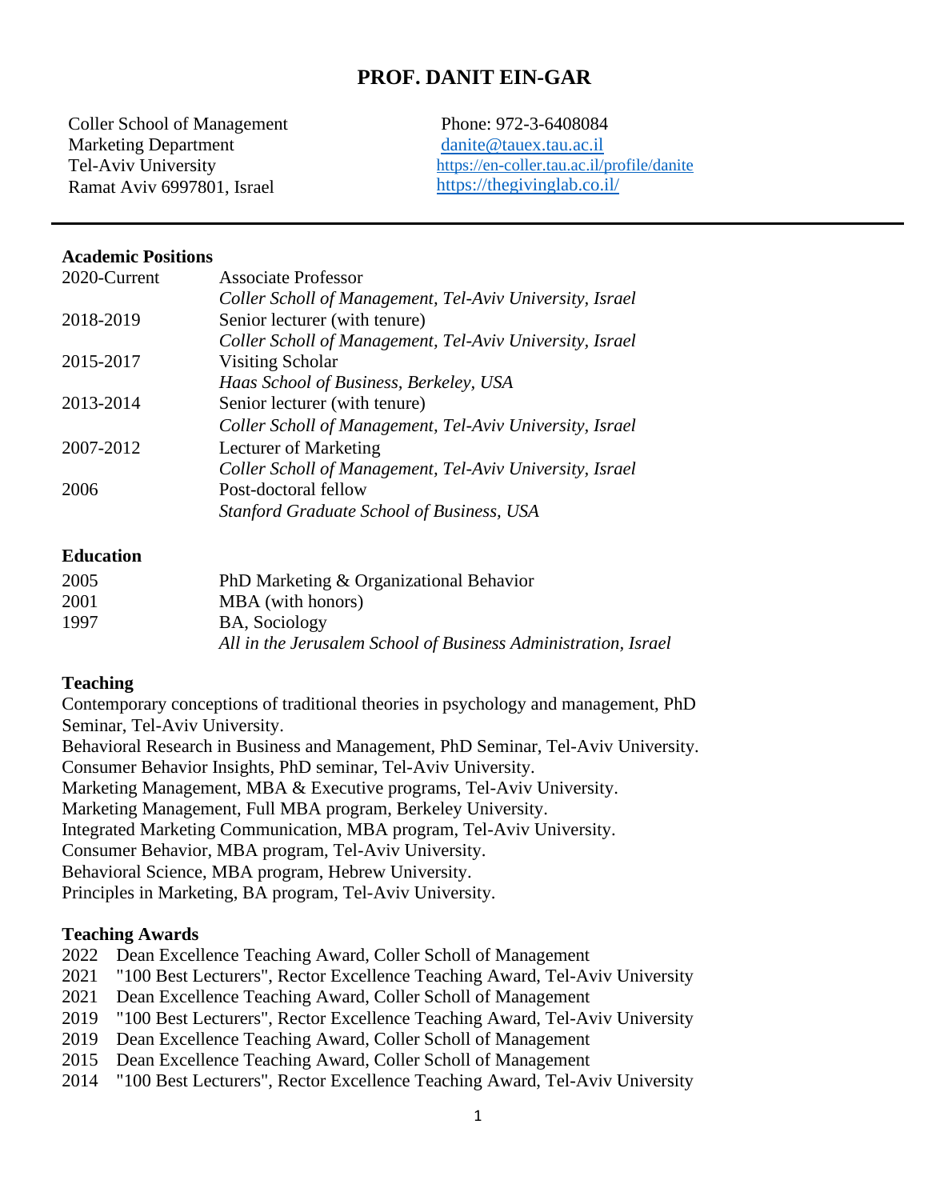# PROF. DANIT EIN-GAR

Coller School of Management
Marketing Department
Tel-Aviv University
Ramat Aviv 6997801, Israel

Phone: 972-3-6408084
danite@tauex.tau.ac.il
https://en-coller.tau.ac.il/profile/danite
https://thegivinglab.co.il/

---

## Academic Positions

| | |
|---|---|
| 2020-Current | Associate Professor<br>*Coller Scholl of Management, Tel-Aviv University, Israel* |
| 2018-2019 | Senior lecturer (with tenure)<br>*Coller Scholl of Management, Tel-Aviv University, Israel* |
| 2015-2017 | Visiting Scholar<br>*Haas School of Business, Berkeley, USA* |
| 2013-2014 | Senior lecturer (with tenure)<br>*Coller Scholl of Management, Tel-Aviv University, Israel* |
| 2007-2012 | Lecturer of Marketing<br>*Coller Scholl of Management, Tel-Aviv University, Israel* |
| 2006 | Post-doctoral fellow<br>*Stanford Graduate School of Business, USA* |

## Education

| | |
|---|---|
| 2005 | PhD Marketing & Organizational Behavior |
| 2001 | MBA (with honors) |
| 1997 | BA, Sociology<br>*All in the Jerusalem School of Business Administration, Israel* |

## Teaching

Contemporary conceptions of traditional theories in psychology and management, PhD Seminar, Tel-Aviv University.
Behavioral Research in Business and Management, PhD Seminar, Tel-Aviv University.
Consumer Behavior Insights, PhD seminar, Tel-Aviv University.
Marketing Management, MBA & Executive programs, Tel-Aviv University.
Marketing Management, Full MBA program, Berkeley University.
Integrated Marketing Communication, MBA program, Tel-Aviv University.
Consumer Behavior, MBA program, Tel-Aviv University.
Behavioral Science, MBA program, Hebrew University.
Principles in Marketing, BA program, Tel-Aviv University.

## Teaching Awards

2022 Dean Excellence Teaching Award, Coller Scholl of Management
2021 "100 Best Lecturers", Rector Excellence Teaching Award, Tel-Aviv University
2021 Dean Excellence Teaching Award, Coller Scholl of Management
2019 "100 Best Lecturers", Rector Excellence Teaching Award, Tel-Aviv University
2019 Dean Excellence Teaching Award, Coller Scholl of Management
2015 Dean Excellence Teaching Award, Coller Scholl of Management
2014 "100 Best Lecturers", Rector Excellence Teaching Award, Tel-Aviv University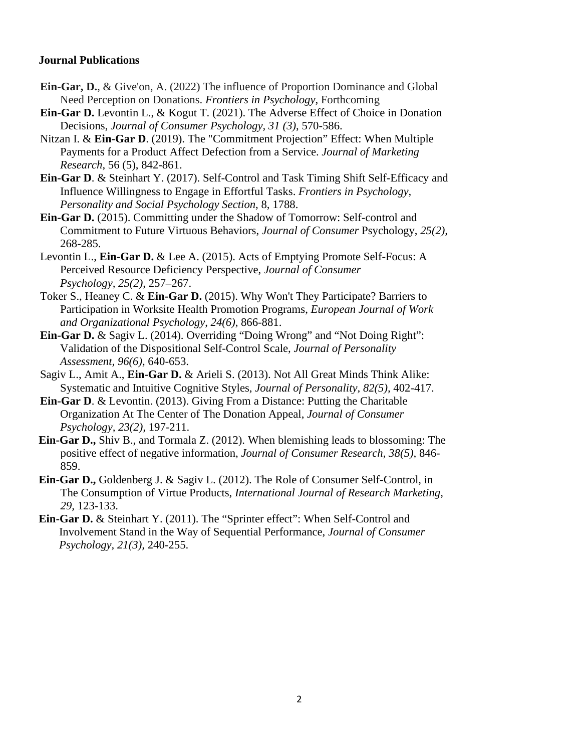**Journal Publications**

**Ein-Gar, D.**, & Give'on, A. (2022) The influence of Proportion Dominance and Global Need Perception on Donations. *Frontiers in Psychology*, Forthcoming

**Ein-Gar D.** Levontin L., & Kogut T. (2021). The Adverse Effect of Choice in Donation Decisions, *Journal of Consumer Psychology*, *31 (3)*, 570-586.

Nitzan I. & **Ein-Gar D**. (2019). The "Commitment Projection" Effect: When Multiple Payments for a Product Affect Defection from a Service. *Journal of Marketing Research*, 56 (5), 842-861.

**Ein-Gar D**. & Steinhart Y. (2017). Self-Control and Task Timing Shift Self-Efficacy and Influence Willingness to Engage in Effortful Tasks. *Frontiers in Psychology, Personality and Social Psychology Section*, 8, 1788.

**Ein-Gar D.** (2015). Committing under the Shadow of Tomorrow: Self-control and Commitment to Future Virtuous Behaviors, *Journal of Consumer* Psychology, *25(2),* 268-285.

Levontin L., **Ein-Gar D.** & Lee A. (2015). Acts of Emptying Promote Self-Focus: A Perceived Resource Deficiency Perspective, *Journal of Consumer Psychology*, *25(2)*, 257–267.

Toker S., Heaney C. & **Ein-Gar D.** (2015). Why Won't They Participate? Barriers to Participation in Worksite Health Promotion Programs, *European Journal of Work and Organizational Psychology*, *24(6)*, 866-881.

**Ein-Gar D.** & Sagiv L. (2014). Overriding "Doing Wrong" and "Not Doing Right": Validation of the Dispositional Self-Control Scale, *Journal of Personality Assessment*, *96(6),* 640-653.

Sagiv L., Amit A., **Ein-Gar D.** & Arieli S. (2013). Not All Great Minds Think Alike: Systematic and Intuitive Cognitive Styles, *Journal of Personality*, *82(5),* 402-417.

**Ein-Gar D**. & Levontin. (2013). Giving From a Distance: Putting the Charitable Organization At The Center of The Donation Appeal, *Journal of Consumer Psychology, 23(2),* 197-211.

**Ein-Gar D.,** Shiv B., and Tormala Z. (2012). When blemishing leads to blossoming: The positive effect of negative information, *Journal of Consumer Research*, *38(5),* 846-859.

**Ein-Gar D.,** Goldenberg J. & Sagiv L. (2012). The Role of Consumer Self-Control, in The Consumption of Virtue Products, *International Journal of Research Marketing, 29,* 123-133.

**Ein-Gar D.** & Steinhart Y. (2011). The "Sprinter effect": When Self-Control and Involvement Stand in the Way of Sequential Performance, *Journal of Consumer Psychology*, *21(3),* 240-255.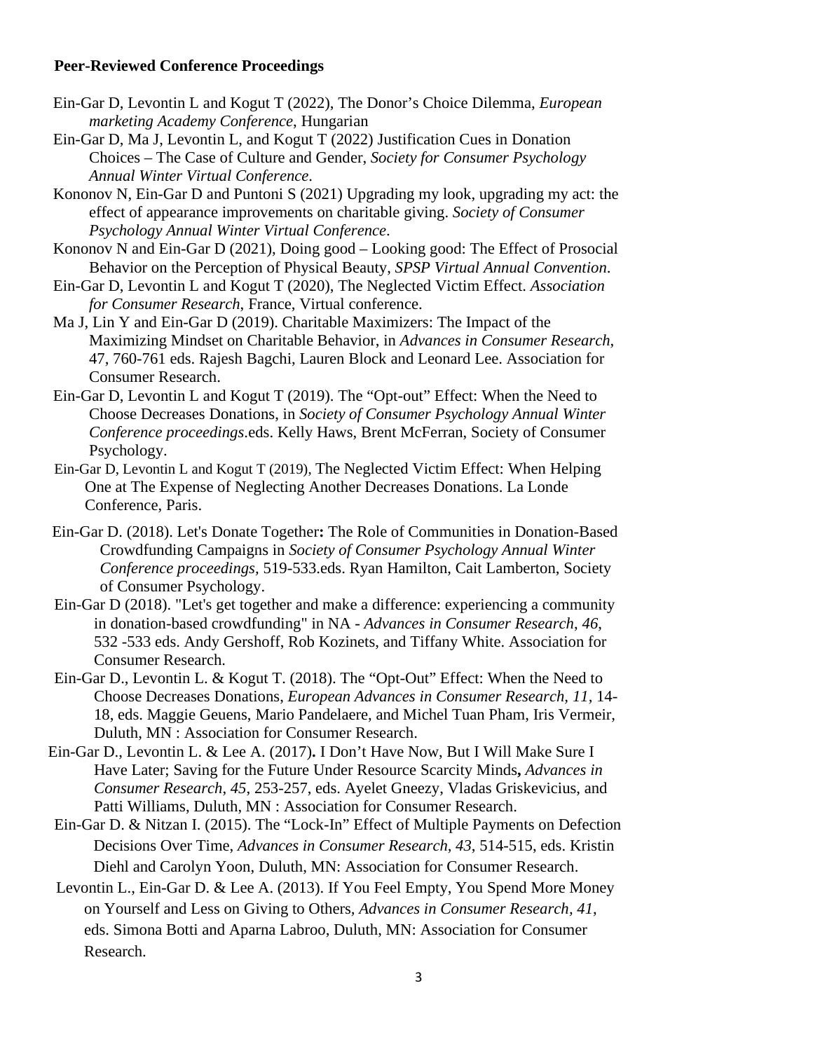**Peer-Reviewed Conference Proceedings**

Ein-Gar D, Levontin L and Kogut T (2022), The Donor's Choice Dilemma, *European marketing Academy Conference*, Hungarian

Ein-Gar D, Ma J, Levontin L, and Kogut T (2022) Justification Cues in Donation Choices – The Case of Culture and Gender, *Society for Consumer Psychology Annual Winter Virtual Conference*.

Kononov N, Ein-Gar D and Puntoni S (2021) Upgrading my look, upgrading my act: the effect of appearance improvements on charitable giving. *Society of Consumer Psychology Annual Winter Virtual Conference*.

Kononov N and Ein-Gar D (2021), Doing good – Looking good: The Effect of Prosocial Behavior on the Perception of Physical Beauty, *SPSP Virtual Annual Convention*.

Ein-Gar D, Levontin L and Kogut T (2020), The Neglected Victim Effect. *Association for Consumer Research*, France, Virtual conference.

Ma J, Lin Y and Ein-Gar D (2019). Charitable Maximizers: The Impact of the Maximizing Mindset on Charitable Behavior, in *Advances in Consumer Research*, 47, 760-761 eds. Rajesh Bagchi, Lauren Block and Leonard Lee. Association for Consumer Research.

Ein-Gar D, Levontin L and Kogut T (2019). The "Opt-out" Effect: When the Need to Choose Decreases Donations, in *Society of Consumer Psychology Annual Winter Conference proceedings*.eds. Kelly Haws, Brent McFerran, Society of Consumer Psychology.

Ein-Gar D, Levontin L and Kogut T (2019), The Neglected Victim Effect: When Helping One at The Expense of Neglecting Another Decreases Donations. La Londe Conference, Paris.

Ein-Gar D. (2018). Let's Donate Together**:** The Role of Communities in Donation-Based Crowdfunding Campaigns in *Society of Consumer Psychology Annual Winter Conference proceedings,* 519-533.eds. Ryan Hamilton, Cait Lamberton, Society of Consumer Psychology.

Ein-Gar D (2018). "Let's get together and make a difference: experiencing a community in donation-based crowdfunding" in NA - *Advances in Consumer Research*, *46*, 532 -533 eds. Andy Gershoff, Rob Kozinets, and Tiffany White. Association for Consumer Research.

Ein-Gar D., Levontin L. & Kogut T. (2018). The "Opt-Out" Effect: When the Need to Choose Decreases Donations, *European Advances in Consumer Research*, *11*, 14-18, eds. Maggie Geuens, Mario Pandelaere, and Michel Tuan Pham, Iris Vermeir, Duluth, MN : Association for Consumer Research.

Ein-Gar D., Levontin L. & Lee A. (2017)**.** I Don't Have Now, But I Will Make Sure I Have Later; Saving for the Future Under Resource Scarcity Minds**,** *Advances in Consumer Research*, *45*, 253-257, eds. Ayelet Gneezy, Vladas Griskevicius, and Patti Williams, Duluth, MN : Association for Consumer Research.

Ein-Gar D. & Nitzan I. (2015). The "Lock-In" Effect of Multiple Payments on Defection Decisions Over Time, *Advances in Consumer Research*, *43*, 514-515, eds. Kristin Diehl and Carolyn Yoon, Duluth, MN: Association for Consumer Research.

Levontin L., Ein-Gar D. & Lee A. (2013). If You Feel Empty, You Spend More Money on Yourself and Less on Giving to Others, *Advances in Consumer Research*, *41*, eds. Simona Botti and Aparna Labroo, Duluth, MN: Association for Consumer Research.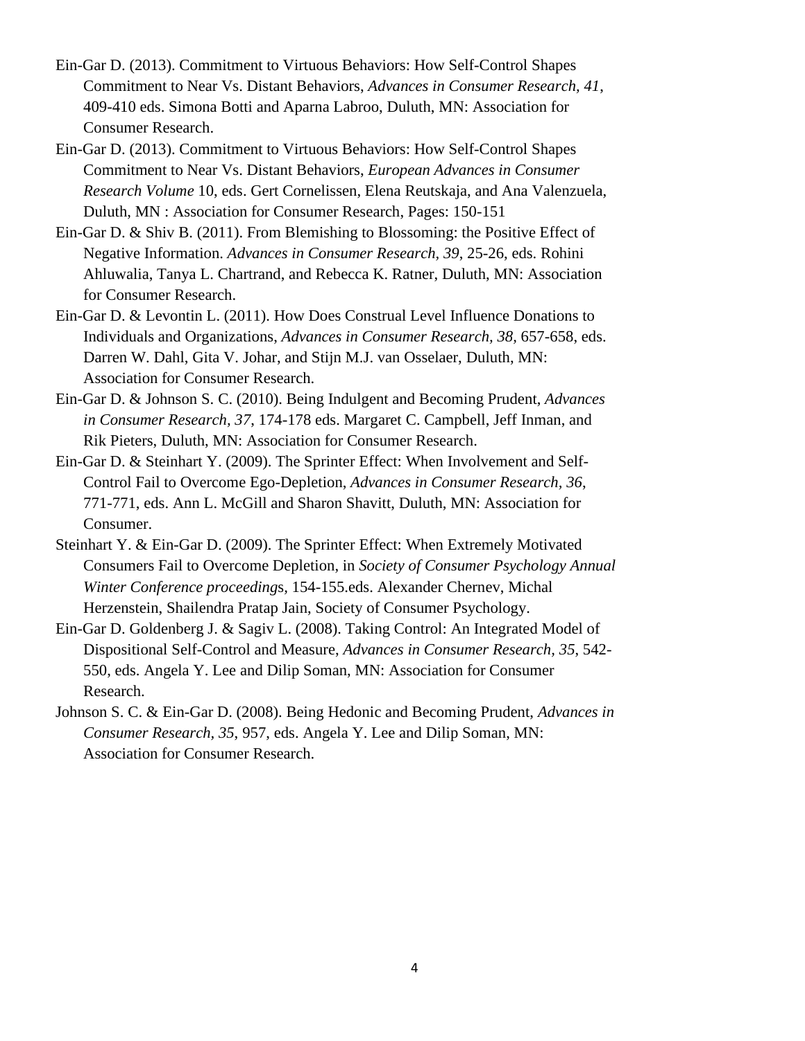Ein-Gar D. (2013). Commitment to Virtuous Behaviors: How Self-Control Shapes Commitment to Near Vs. Distant Behaviors, *Advances in Consumer Research, 41*, 409-410 eds. Simona Botti and Aparna Labroo, Duluth, MN: Association for Consumer Research.

Ein-Gar D. (2013). Commitment to Virtuous Behaviors: How Self-Control Shapes Commitment to Near Vs. Distant Behaviors, *European Advances in Consumer Research Volume* 10, eds. Gert Cornelissen, Elena Reutskaja, and Ana Valenzuela, Duluth, MN : Association for Consumer Research, Pages: 150-151

Ein-Gar D. & Shiv B. (2011). From Blemishing to Blossoming: the Positive Effect of Negative Information. *Advances in Consumer Research, 39*, 25-26, eds. Rohini Ahluwalia, Tanya L. Chartrand, and Rebecca K. Ratner, Duluth, MN: Association for Consumer Research.

Ein-Gar D. & Levontin L. (2011). How Does Construal Level Influence Donations to Individuals and Organizations, *Advances in Consumer Research, 38*, 657-658, eds. Darren W. Dahl, Gita V. Johar, and Stijn M.J. van Osselaer, Duluth, MN: Association for Consumer Research.

Ein-Gar D. & Johnson S. C. (2010). Being Indulgent and Becoming Prudent, *Advances in Consumer Research, 37*, 174-178 eds. Margaret C. Campbell, Jeff Inman, and Rik Pieters, Duluth, MN: Association for Consumer Research.

Ein-Gar D. & Steinhart Y. (2009). The Sprinter Effect: When Involvement and Self-Control Fail to Overcome Ego-Depletion, *Advances in Consumer Research, 36*, 771-771, eds. Ann L. McGill and Sharon Shavitt, Duluth, MN: Association for Consumer.

Steinhart Y. & Ein-Gar D. (2009). The Sprinter Effect: When Extremely Motivated Consumers Fail to Overcome Depletion, in *Society of Consumer Psychology Annual Winter Conference proceedings*, 154-155.eds. Alexander Chernev, Michal Herzenstein, Shailendra Pratap Jain, Society of Consumer Psychology.

Ein-Gar D. Goldenberg J. & Sagiv L. (2008). Taking Control: An Integrated Model of Dispositional Self-Control and Measure, *Advances in Consumer Research, 35*, 542-550, eds. Angela Y. Lee and Dilip Soman, MN: Association for Consumer Research.

Johnson S. C. & Ein-Gar D. (2008). Being Hedonic and Becoming Prudent, *Advances in Consumer Research, 35*, 957, eds. Angela Y. Lee and Dilip Soman, MN: Association for Consumer Research.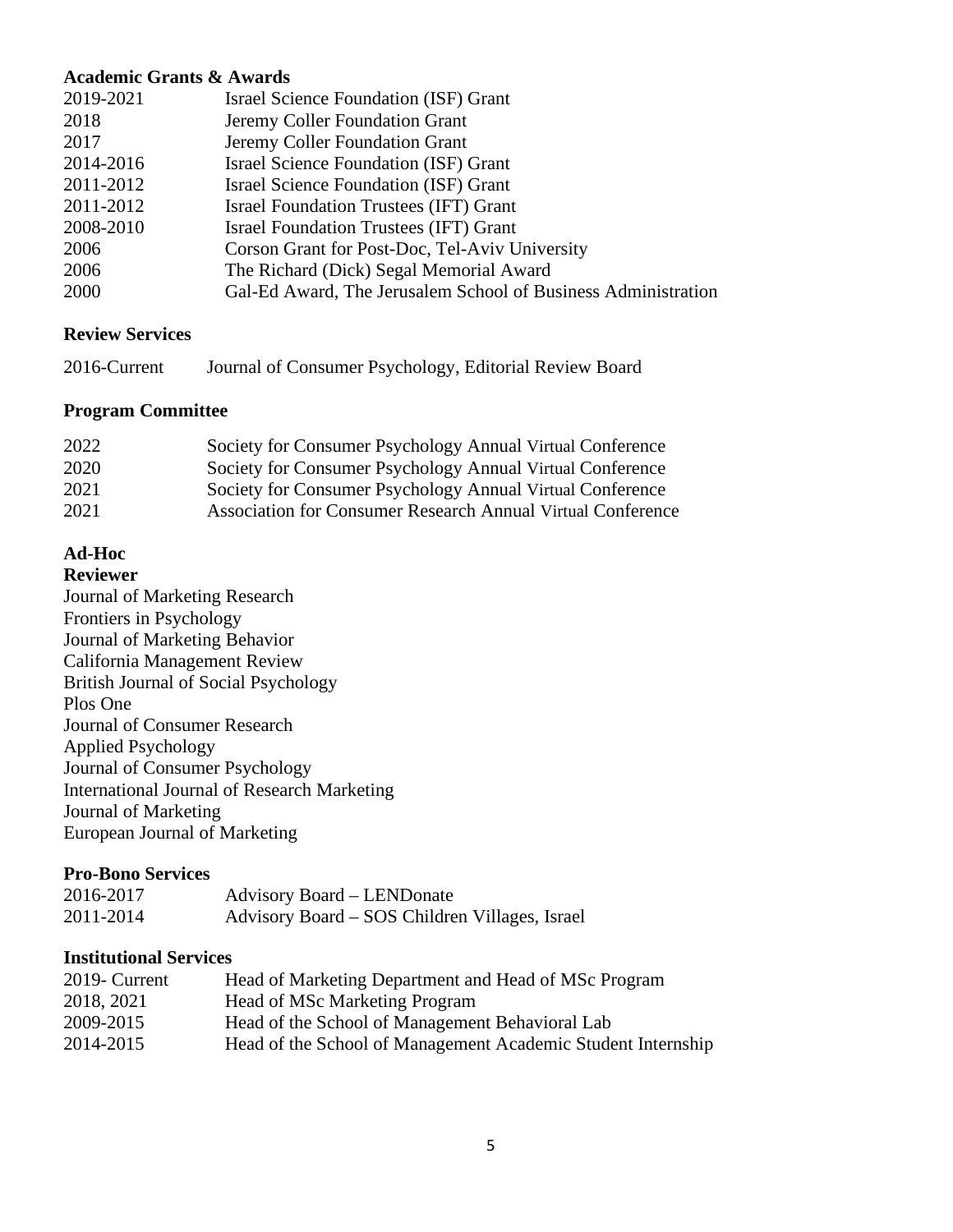**Academic Grants & Awards**

| | |
|---|---|
| 2019-2021 | Israel Science Foundation (ISF) Grant |
| 2018 | Jeremy Coller Foundation Grant |
| 2017 | Jeremy Coller Foundation Grant |
| 2014-2016 | Israel Science Foundation (ISF) Grant |
| 2011-2012 | Israel Science Foundation (ISF) Grant |
| 2011-2012 | Israel Foundation Trustees (IFT) Grant |
| 2008-2010 | Israel Foundation Trustees (IFT) Grant |
| 2006 | Corson Grant for Post-Doc, Tel-Aviv University |
| 2006 | The Richard (Dick) Segal Memorial Award |
| 2000 | Gal-Ed Award, The Jerusalem School of Business Administration |

**Review Services**

| | |
|---|---|
| 2016-Current | Journal of Consumer Psychology, Editorial Review Board |

**Program Committee**

| | |
|---|---|
| 2022 | Society for Consumer Psychology Annual Virtual Conference |
| 2020 | Society for Consumer Psychology Annual Virtual Conference |
| 2021 | Society for Consumer Psychology Annual Virtual Conference |
| 2021 | Association for Consumer Research Annual Virtual Conference |

**Ad-Hoc**
**Reviewer**

Journal of Marketing Research
Frontiers in Psychology
Journal of Marketing Behavior
California Management Review
British Journal of Social Psychology
Plos One
Journal of Consumer Research
Applied Psychology
Journal of Consumer Psychology
International Journal of Research Marketing
Journal of Marketing
European Journal of Marketing

**Pro-Bono Services**

| | |
|---|---|
| 2016-2017 | Advisory Board – LENDonate |
| 2011-2014 | Advisory Board – SOS Children Villages, Israel |

**Institutional Services**

| | |
|---|---|
| 2019- Current | Head of Marketing Department and Head of MSc Program |
| 2018, 2021 | Head of MSc Marketing Program |
| 2009-2015 | Head of the School of Management Behavioral Lab |
| 2014-2015 | Head of the School of Management Academic Student Internship |